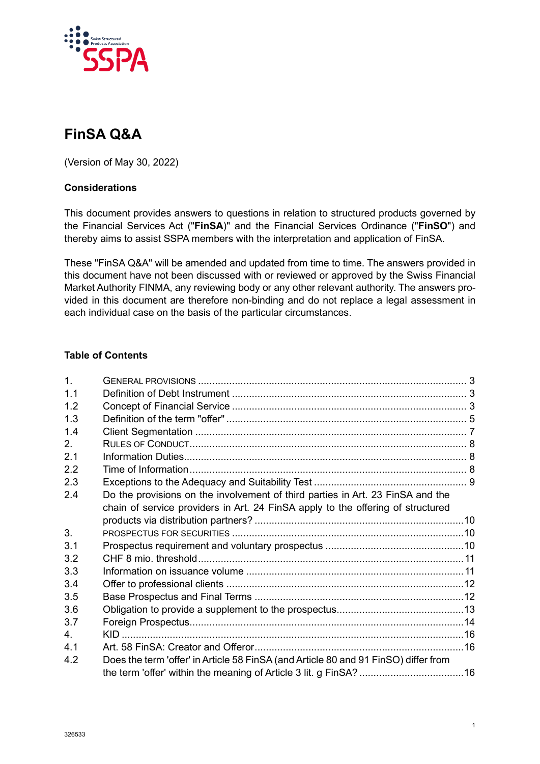# FinSA Q&A

(Version of May 30, 2022)

**Considerations**

This document provides answers to questions in relation to structured products governed by the Financial Services Act ("**FinSA**)" and the Financial Services Ordinance ("**FinSO**") and thereby aims to assist SSPA members with the interpretation and application of FinSA.

These "FinSA Q&A" will be amended and updated from time to time. The answers provided in this document have not been discussed with or reviewed or approved by the Swiss Financial Market Authority FINMA, any reviewing body or any other relevant authority. The answers provided in this document are therefore non-binding and do not replace a legal assessment in each individual case on the basis of the particular circumstances.

**Table of Contents**

| | | |
|---|---|---|
| 1. | GENERAL PROVISIONS | 3 |
| 1.1 | Definition of Debt Instrument | 3 |
| 1.2 | Concept of Financial Service | 3 |
| 1.3 | Definition of the term "offer" | 5 |
| 1.4 | Client Segmentation | 7 |
| 2. | RULES OF CONDUCT | 8 |
| 2.1 | Information Duties | 8 |
| 2.2 | Time of Information | 8 |
| 2.3 | Exceptions to the Adequacy and Suitability Test | 9 |
| 2.4 | Do the provisions on the involvement of third parties in Art. 23 FinSA and the chain of service providers in Art. 24 FinSA apply to the offering of structured products via distribution partners? | 10 |
| 3. | PROSPECTUS FOR SECURITIES | 10 |
| 3.1 | Prospectus requirement and voluntary prospectus | 10 |
| 3.2 | CHF 8 mio. threshold | 11 |
| 3.3 | Information on issuance volume | 11 |
| 3.4 | Offer to professional clients | 12 |
| 3.5 | Base Prospectus and Final Terms | 12 |
| 3.6 | Obligation to provide a supplement to the prospectus | 13 |
| 3.7 | Foreign Prospectus | 14 |
| 4. | KID | 16 |
| 4.1 | Art. 58 FinSA: Creator and Offeror | 16 |
| 4.2 | Does the term 'offer' in Article 58 FinSA (and Article 80 and 91 FinSO) differ from the term 'offer' within the meaning of Article 3 lit. g FinSA? | 16 |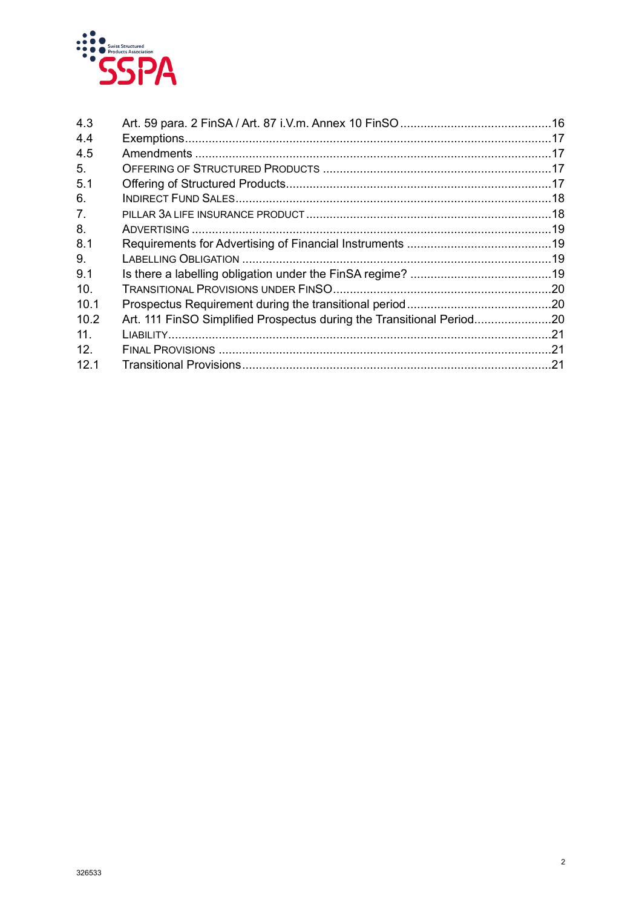| | | |
|---|---|---|
| 4.3 | Art. 59 para. 2 FinSA / Art. 87 i.V.m. Annex 10 FinSO | 16 |
| 4.4 | Exemptions | 17 |
| 4.5 | Amendments | 17 |
| 5. | OFFERING OF STRUCTURED PRODUCTS | 17 |
| 5.1 | Offering of Structured Products | 17 |
| 6. | INDIRECT FUND SALES | 18 |
| 7. | PILLAR 3A LIFE INSURANCE PRODUCT | 18 |
| 8. | ADVERTISING | 19 |
| 8.1 | Requirements for Advertising of Financial Instruments | 19 |
| 9. | LABELLING OBLIGATION | 19 |
| 9.1 | Is there a labelling obligation under the FinSA regime? | 19 |
| 10. | TRANSITIONAL PROVISIONS UNDER FINSO | 20 |
| 10.1 | Prospectus Requirement during the transitional period | 20 |
| 10.2 | Art. 111 FinSO Simplified Prospectus during the Transitional Period | 20 |
| 11. | LIABILITY | 21 |
| 12. | FINAL PROVISIONS | 21 |
| 12.1 | Transitional Provisions | 21 |

326533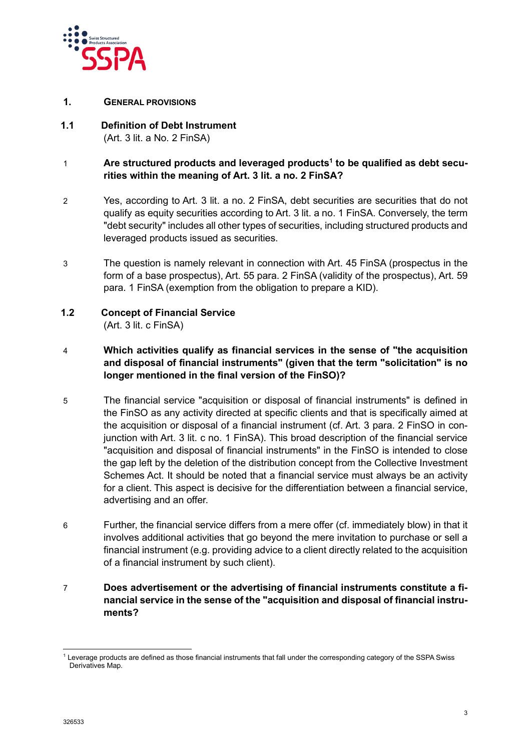## 1. General Provisions

### 1.1 Definition of Debt Instrument
(Art. 3 lit. a No. 2 FinSA)

1 **Are structured products and leveraged products[1] to be qualified as debt securities within the meaning of Art. 3 lit. a no. 2 FinSA?**

2 Yes, according to Art. 3 lit. a no. 2 FinSA, debt securities are securities that do not qualify as equity securities according to Art. 3 lit. a no. 1 FinSA. Conversely, the term "debt security" includes all other types of securities, including structured products and leveraged products issued as securities.

3 The question is namely relevant in connection with Art. 45 FinSA (prospectus in the form of a base prospectus), Art. 55 para. 2 FinSA (validity of the prospectus), Art. 59 para. 1 FinSA (exemption from the obligation to prepare a KID).

### 1.2 Concept of Financial Service
(Art. 3 lit. c FinSA)

4 **Which activities qualify as financial services in the sense of "the acquisition and disposal of financial instruments" (given that the term "solicitation" is no longer mentioned in the final version of the FinSO)?**

5 The financial service "acquisition or disposal of financial instruments" is defined in the FinSO as any activity directed at specific clients and that is specifically aimed at the acquisition or disposal of a financial instrument (cf. Art. 3 para. 2 FinSO in conjunction with Art. 3 lit. c no. 1 FinSA). This broad description of the financial service "acquisition and disposal of financial instruments" in the FinSO is intended to close the gap left by the deletion of the distribution concept from the Collective Investment Schemes Act. It should be noted that a financial service must always be an activity for a client. This aspect is decisive for the differentiation between a financial service, advertising and an offer.

6 Further, the financial service differs from a mere offer (cf. immediately blow) in that it involves additional activities that go beyond the mere invitation to purchase or sell a financial instrument (e.g. providing advice to a client directly related to the acquisition of a financial instrument by such client).

7 **Does advertisement or the advertising of financial instruments constitute a financial service in the sense of the "acquisition and disposal of financial instruments?**

---

[1] Leverage products are defined as those financial instruments that fall under the corresponding category of the SSPA Swiss Derivatives Map.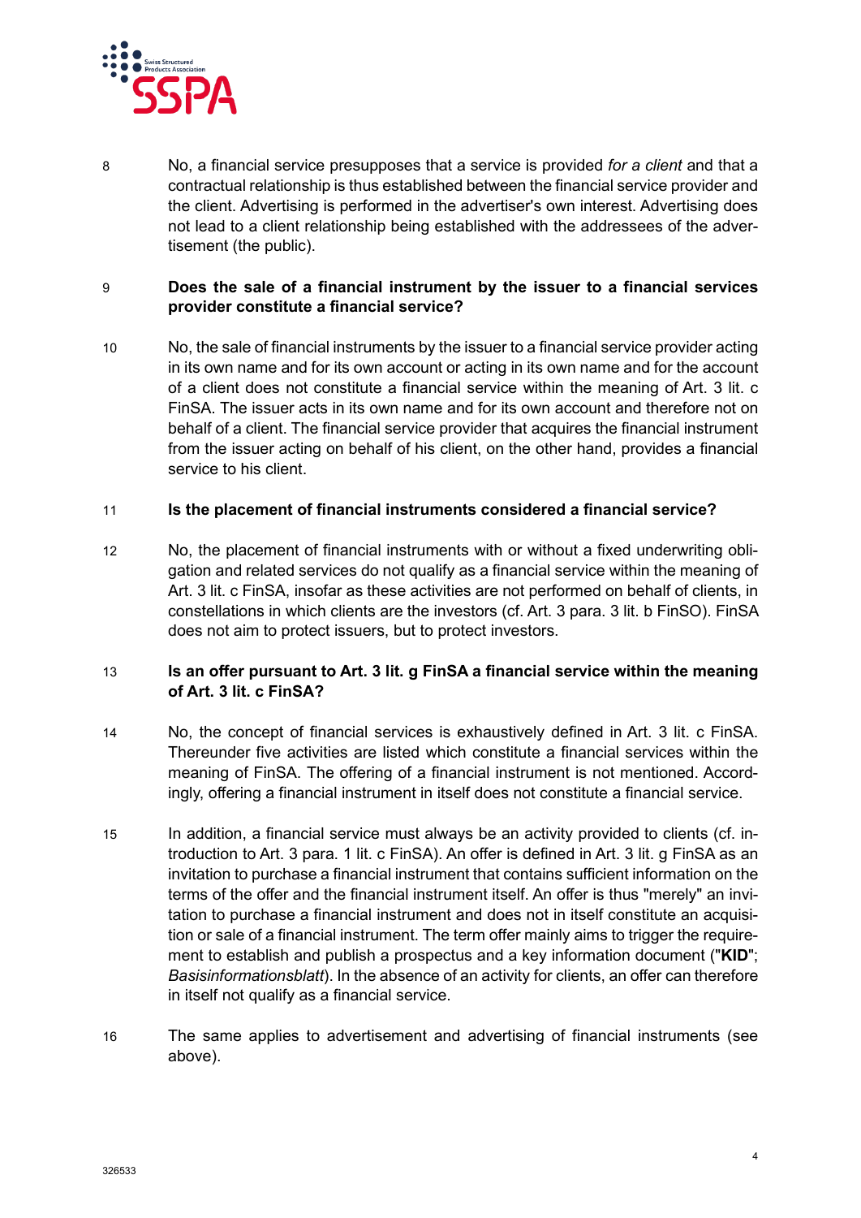8 No, a financial service presupposes that a service is provided *for a client* and that a contractual relationship is thus established between the financial service provider and the client. Advertising is performed in the advertiser's own interest. Advertising does not lead to a client relationship being established with the addressees of the advertisement (the public).

9 **Does the sale of a financial instrument by the issuer to a financial services provider constitute a financial service?**

10 No, the sale of financial instruments by the issuer to a financial service provider acting in its own name and for its own account or acting in its own name and for the account of a client does not constitute a financial service within the meaning of Art. 3 lit. c FinSA. The issuer acts in its own name and for its own account and therefore not on behalf of a client. The financial service provider that acquires the financial instrument from the issuer acting on behalf of his client, on the other hand, provides a financial service to his client.

11 **Is the placement of financial instruments considered a financial service?**

12 No, the placement of financial instruments with or without a fixed underwriting obligation and related services do not qualify as a financial service within the meaning of Art. 3 lit. c FinSA, insofar as these activities are not performed on behalf of clients, in constellations in which clients are the investors (cf. Art. 3 para. 3 lit. b FinSO). FinSA does not aim to protect issuers, but to protect investors.

13 **Is an offer pursuant to Art. 3 lit. g FinSA a financial service within the meaning of Art. 3 lit. c FinSA?**

14 No, the concept of financial services is exhaustively defined in Art. 3 lit. c FinSA. Thereunder five activities are listed which constitute a financial services within the meaning of FinSA. The offering of a financial instrument is not mentioned. Accordingly, offering a financial instrument in itself does not constitute a financial service.

15 In addition, a financial service must always be an activity provided to clients (cf. introduction to Art. 3 para. 1 lit. c FinSA). An offer is defined in Art. 3 lit. g FinSA as an invitation to purchase a financial instrument that contains sufficient information on the terms of the offer and the financial instrument itself. An offer is thus "merely" an invitation to purchase a financial instrument and does not in itself constitute an acquisition or sale of a financial instrument. The term offer mainly aims to trigger the requirement to establish and publish a prospectus and a key information document ("**KID**"; *Basisinformationsblatt*). In the absence of an activity for clients, an offer can therefore in itself not qualify as a financial service.

16 The same applies to advertisement and advertising of financial instruments (see above).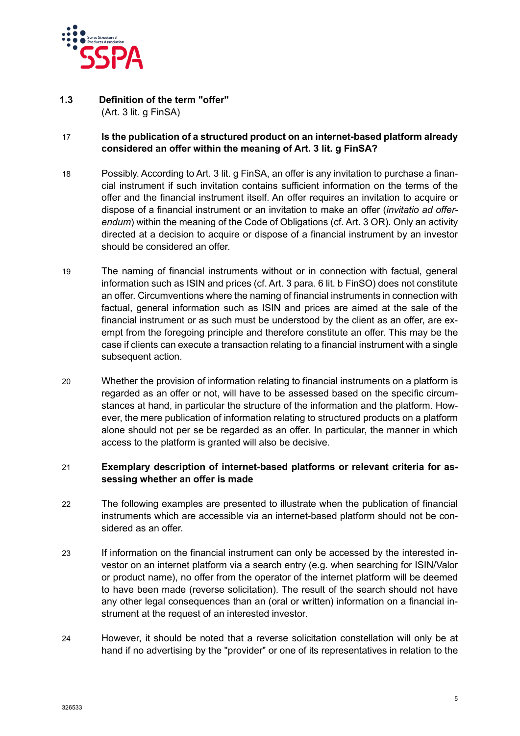## 1.3 Definition of the term "offer"

(Art. 3 lit. g FinSA)

17 **Is the publication of a structured product on an internet-based platform already considered an offer within the meaning of Art. 3 lit. g FinSA?**

18 Possibly. According to Art. 3 lit. g FinSA, an offer is any invitation to purchase a financial instrument if such invitation contains sufficient information on the terms of the offer and the financial instrument itself. An offer requires an invitation to acquire or dispose of a financial instrument or an invitation to make an offer (*invitatio ad offerendum*) within the meaning of the Code of Obligations (cf. Art. 3 OR). Only an activity directed at a decision to acquire or dispose of a financial instrument by an investor should be considered an offer.

19 The naming of financial instruments without or in connection with factual, general information such as ISIN and prices (cf. Art. 3 para. 6 lit. b FinSO) does not constitute an offer. Circumventions where the naming of financial instruments in connection with factual, general information such as ISIN and prices are aimed at the sale of the financial instrument or as such must be understood by the client as an offer, are exempt from the foregoing principle and therefore constitute an offer. This may be the case if clients can execute a transaction relating to a financial instrument with a single subsequent action.

20 Whether the provision of information relating to financial instruments on a platform is regarded as an offer or not, will have to be assessed based on the specific circumstances at hand, in particular the structure of the information and the platform. However, the mere publication of information relating to structured products on a platform alone should not per se be regarded as an offer. In particular, the manner in which access to the platform is granted will also be decisive.

21 **Exemplary description of internet-based platforms or relevant criteria for assessing whether an offer is made**

22 The following examples are presented to illustrate when the publication of financial instruments which are accessible via an internet-based platform should not be considered as an offer.

23 If information on the financial instrument can only be accessed by the interested investor on an internet platform via a search entry (e.g. when searching for ISIN/Valor or product name), no offer from the operator of the internet platform will be deemed to have been made (reverse solicitation). The result of the search should not have any other legal consequences than an (oral or written) information on a financial instrument at the request of an interested investor.

24 However, it should be noted that a reverse solicitation constellation will only be at hand if no advertising by the "provider" or one of its representatives in relation to the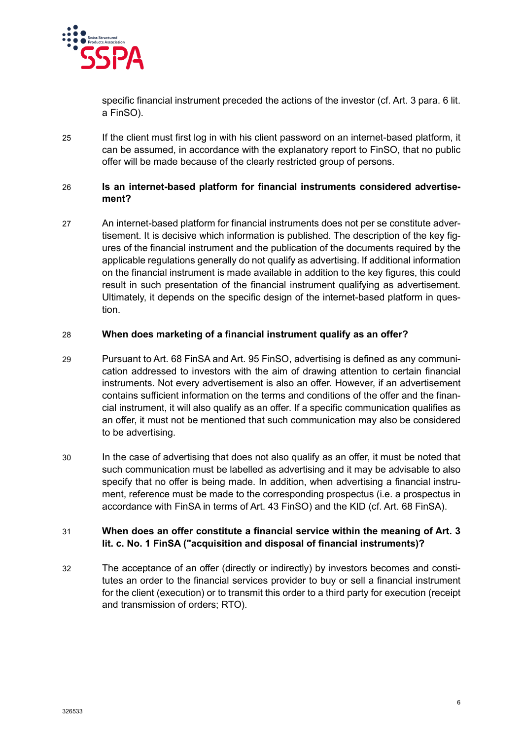specific financial instrument preceded the actions of the investor (cf. Art. 3 para. 6 lit. a FinSO).

25 If the client must first log in with his client password on an internet-based platform, it can be assumed, in accordance with the explanatory report to FinSO, that no public offer will be made because of the clearly restricted group of persons.

26 **Is an internet-based platform for financial instruments considered advertisement?**

27 An internet-based platform for financial instruments does not per se constitute advertisement. It is decisive which information is published. The description of the key figures of the financial instrument and the publication of the documents required by the applicable regulations generally do not qualify as advertising. If additional information on the financial instrument is made available in addition to the key figures, this could result in such presentation of the financial instrument qualifying as advertisement. Ultimately, it depends on the specific design of the internet-based platform in question.

28 **When does marketing of a financial instrument qualify as an offer?**

29 Pursuant to Art. 68 FinSA and Art. 95 FinSO, advertising is defined as any communication addressed to investors with the aim of drawing attention to certain financial instruments. Not every advertisement is also an offer. However, if an advertisement contains sufficient information on the terms and conditions of the offer and the financial instrument, it will also qualify as an offer. If a specific communication qualifies as an offer, it must not be mentioned that such communication may also be considered to be advertising.

30 In the case of advertising that does not also qualify as an offer, it must be noted that such communication must be labelled as advertising and it may be advisable to also specify that no offer is being made. In addition, when advertising a financial instrument, reference must be made to the corresponding prospectus (i.e. a prospectus in accordance with FinSA in terms of Art. 43 FinSO) and the KID (cf. Art. 68 FinSA).

31 **When does an offer constitute a financial service within the meaning of Art. 3 lit. c. No. 1 FinSA ("acquisition and disposal of financial instruments)?**

32 The acceptance of an offer (directly or indirectly) by investors becomes and constitutes an order to the financial services provider to buy or sell a financial instrument for the client (execution) or to transmit this order to a third party for execution (receipt and transmission of orders; RTO).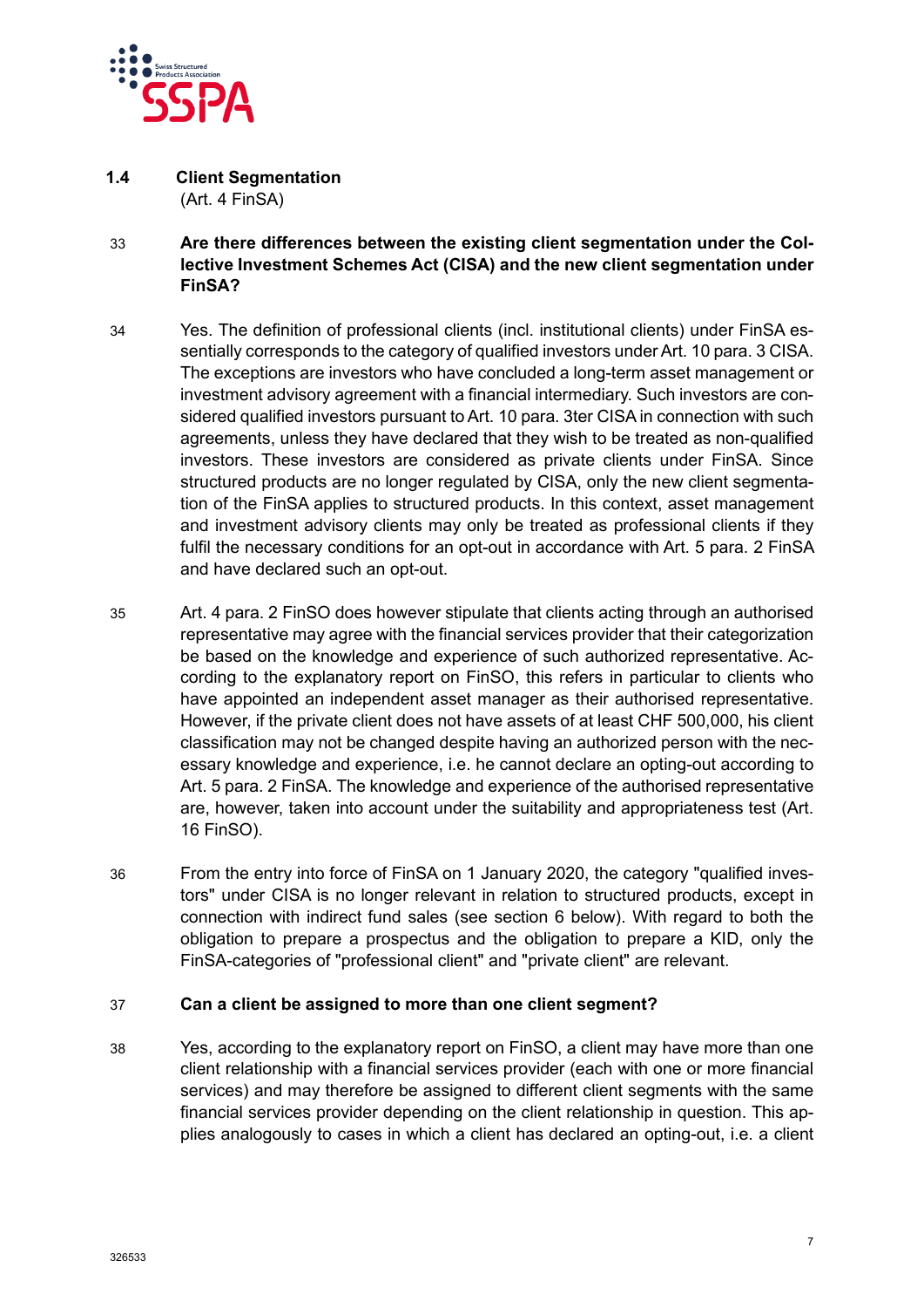## 1.4 Client Segmentation

(Art. 4 FinSA)

33 **Are there differences between the existing client segmentation under the Collective Investment Schemes Act (CISA) and the new client segmentation under FinSA?**

34 Yes. The definition of professional clients (incl. institutional clients) under FinSA essentially corresponds to the category of qualified investors under Art. 10 para. 3 CISA. The exceptions are investors who have concluded a long-term asset management or investment advisory agreement with a financial intermediary. Such investors are considered qualified investors pursuant to Art. 10 para. 3ter CISA in connection with such agreements, unless they have declared that they wish to be treated as non-qualified investors. These investors are considered as private clients under FinSA. Since structured products are no longer regulated by CISA, only the new client segmentation of the FinSA applies to structured products. In this context, asset management and investment advisory clients may only be treated as professional clients if they fulfil the necessary conditions for an opt-out in accordance with Art. 5 para. 2 FinSA and have declared such an opt-out.

35 Art. 4 para. 2 FinSO does however stipulate that clients acting through an authorised representative may agree with the financial services provider that their categorization be based on the knowledge and experience of such authorized representative. According to the explanatory report on FinSO, this refers in particular to clients who have appointed an independent asset manager as their authorised representative. However, if the private client does not have assets of at least CHF 500,000, his client classification may not be changed despite having an authorized person with the necessary knowledge and experience, i.e. he cannot declare an opting-out according to Art. 5 para. 2 FinSA. The knowledge and experience of the authorised representative are, however, taken into account under the suitability and appropriateness test (Art. 16 FinSO).

36 From the entry into force of FinSA on 1 January 2020, the category "qualified investors" under CISA is no longer relevant in relation to structured products, except in connection with indirect fund sales (see section 6 below). With regard to both the obligation to prepare a prospectus and the obligation to prepare a KID, only the FinSA-categories of "professional client" and "private client" are relevant.

37 **Can a client be assigned to more than one client segment?**

38 Yes, according to the explanatory report on FinSO, a client may have more than one client relationship with a financial services provider (each with one or more financial services) and may therefore be assigned to different client segments with the same financial services provider depending on the client relationship in question. This applies analogously to cases in which a client has declared an opting-out, i.e. a client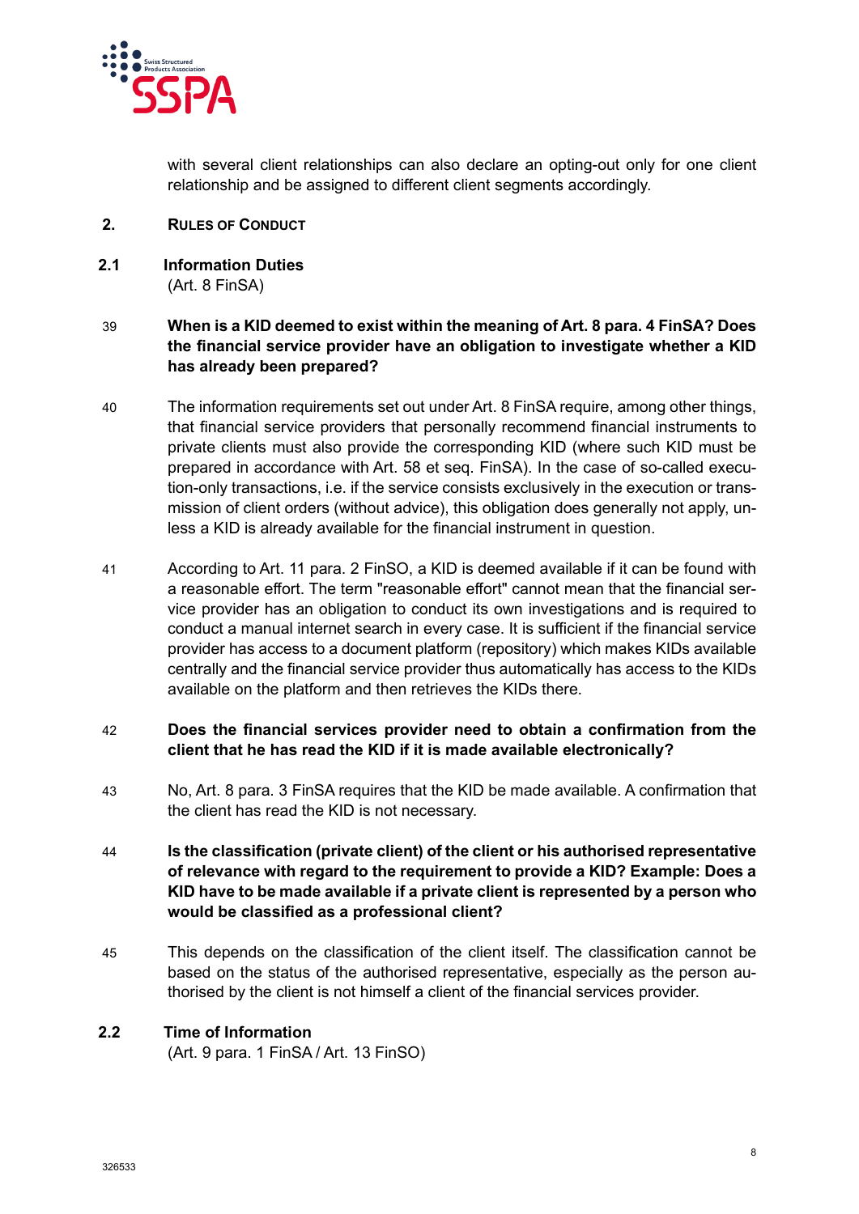with several client relationships can also declare an opting-out only for one client relationship and be assigned to different client segments accordingly.

## 2. RULES OF CONDUCT

### 2.1 Information Duties

(Art. 8 FinSA)

39 **When is a KID deemed to exist within the meaning of Art. 8 para. 4 FinSA? Does the financial service provider have an obligation to investigate whether a KID has already been prepared?**

40 The information requirements set out under Art. 8 FinSA require, among other things, that financial service providers that personally recommend financial instruments to private clients must also provide the corresponding KID (where such KID must be prepared in accordance with Art. 58 et seq. FinSA). In the case of so-called execution-only transactions, i.e. if the service consists exclusively in the execution or transmission of client orders (without advice), this obligation does generally not apply, unless a KID is already available for the financial instrument in question.

41 According to Art. 11 para. 2 FinSO, a KID is deemed available if it can be found with a reasonable effort. The term "reasonable effort" cannot mean that the financial service provider has an obligation to conduct its own investigations and is required to conduct a manual internet search in every case. It is sufficient if the financial service provider has access to a document platform (repository) which makes KIDs available centrally and the financial service provider thus automatically has access to the KIDs available on the platform and then retrieves the KIDs there.

42 **Does the financial services provider need to obtain a confirmation from the client that he has read the KID if it is made available electronically?**

43 No, Art. 8 para. 3 FinSA requires that the KID be made available. A confirmation that the client has read the KID is not necessary.

44 **Is the classification (private client) of the client or his authorised representative of relevance with regard to the requirement to provide a KID? Example: Does a KID have to be made available if a private client is represented by a person who would be classified as a professional client?**

45 This depends on the classification of the client itself. The classification cannot be based on the status of the authorised representative, especially as the person authorised by the client is not himself a client of the financial services provider.

### 2.2 Time of Information

(Art. 9 para. 1 FinSA / Art. 13 FinSO)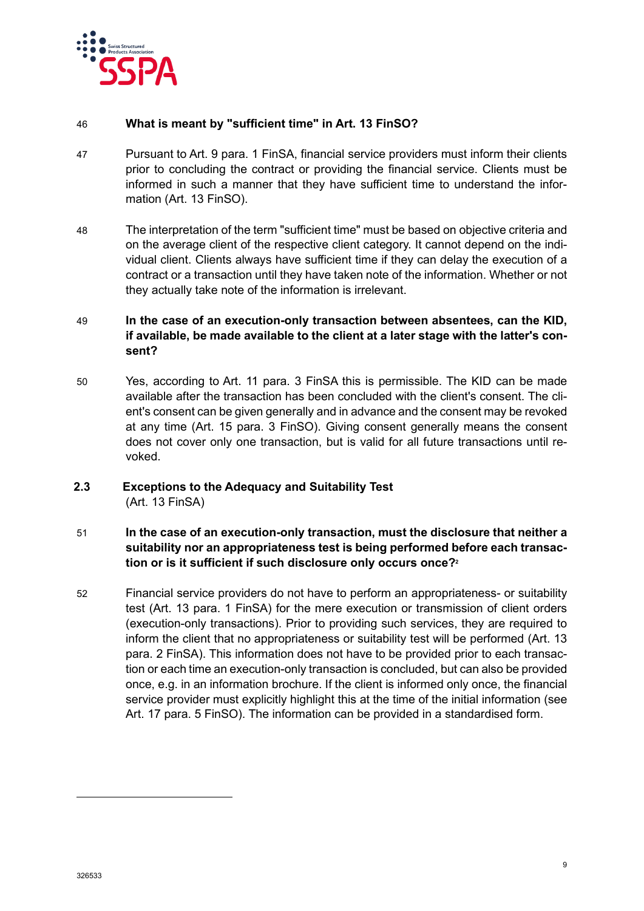46 **What is meant by "sufficient time" in Art. 13 FinSO?**

47 Pursuant to Art. 9 para. 1 FinSA, financial service providers must inform their clients prior to concluding the contract or providing the financial service. Clients must be informed in such a manner that they have sufficient time to understand the information (Art. 13 FinSO).

48 The interpretation of the term "sufficient time" must be based on objective criteria and on the average client of the respective client category. It cannot depend on the individual client. Clients always have sufficient time if they can delay the execution of a contract or a transaction until they have taken note of the information. Whether or not they actually take note of the information is irrelevant.

49 **In the case of an execution-only transaction between absentees, can the KID, if available, be made available to the client at a later stage with the latter's consent?**

50 Yes, according to Art. 11 para. 3 FinSA this is permissible. The KID can be made available after the transaction has been concluded with the client's consent. The client's consent can be given generally and in advance and the consent may be revoked at any time (Art. 15 para. 3 FinSO). Giving consent generally means the consent does not cover only one transaction, but is valid for all future transactions until revoked.

## 2.3 Exceptions to the Adequacy and Suitability Test

(Art. 13 FinSA)

51 **In the case of an execution-only transaction, must the disclosure that neither a suitability nor an appropriateness test is being performed before each transaction or is it sufficient if such disclosure only occurs once?**[2]

52 Financial service providers do not have to perform an appropriateness- or suitability test (Art. 13 para. 1 FinSA) for the mere execution or transmission of client orders (execution-only transactions). Prior to providing such services, they are required to inform the client that no appropriateness or suitability test will be performed (Art. 13 para. 2 FinSA). This information does not have to be provided prior to each transaction or each time an execution-only transaction is concluded, but can also be provided once, e.g. in an information brochure. If the client is informed only once, the financial service provider must explicitly highlight this at the time of the initial information (see Art. 17 para. 5 FinSO). The information can be provided in a standardised form.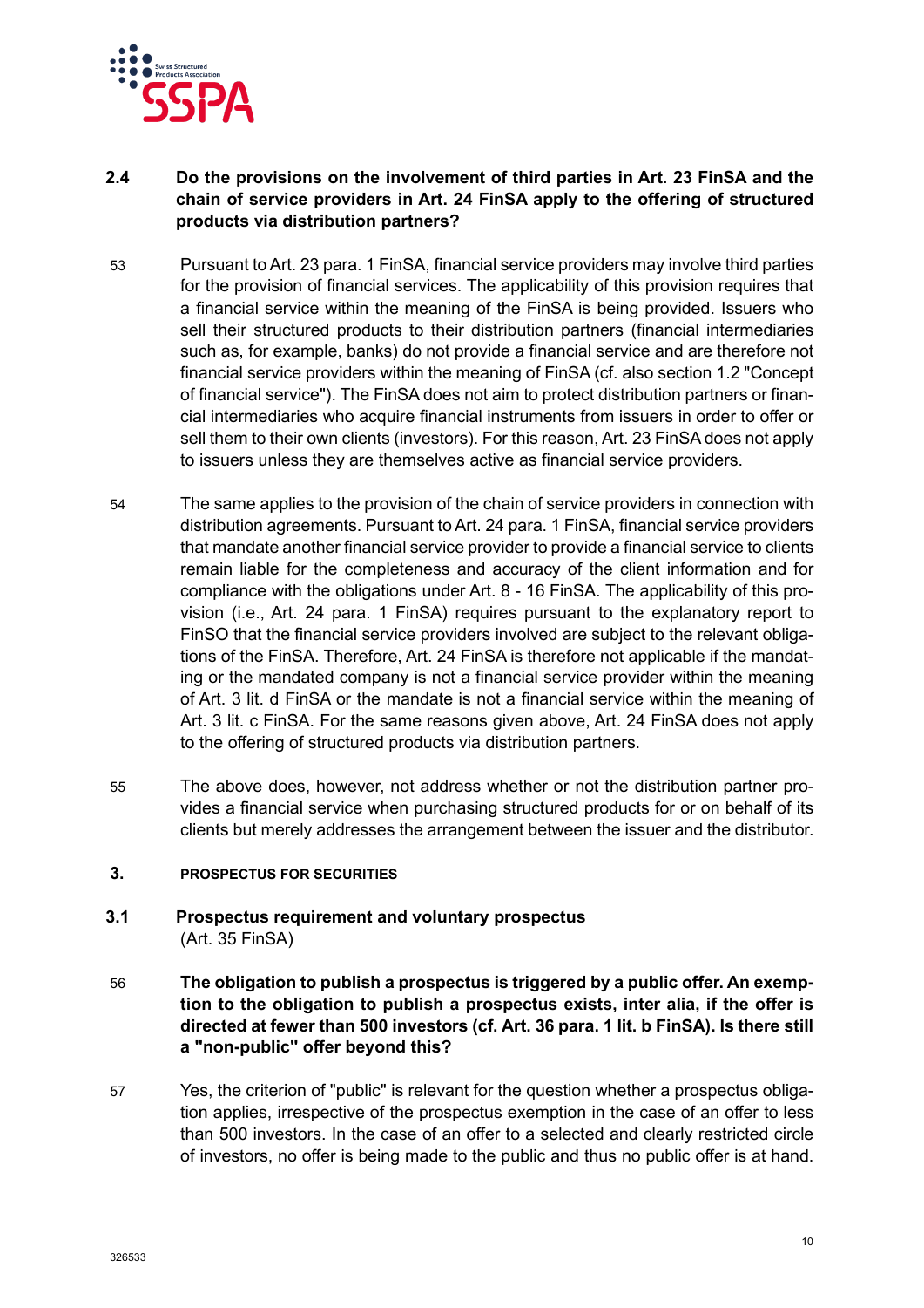## 2.4 Do the provisions on the involvement of third parties in Art. 23 FinSA and the chain of service providers in Art. 24 FinSA apply to the offering of structured products via distribution partners?

53 Pursuant to Art. 23 para. 1 FinSA, financial service providers may involve third parties for the provision of financial services. The applicability of this provision requires that a financial service within the meaning of the FinSA is being provided. Issuers who sell their structured products to their distribution partners (financial intermediaries such as, for example, banks) do not provide a financial service and are therefore not financial service providers within the meaning of FinSA (cf. also section 1.2 "Concept of financial service"). The FinSA does not aim to protect distribution partners or financial intermediaries who acquire financial instruments from issuers in order to offer or sell them to their own clients (investors). For this reason, Art. 23 FinSA does not apply to issuers unless they are themselves active as financial service providers.

54 The same applies to the provision of the chain of service providers in connection with distribution agreements. Pursuant to Art. 24 para. 1 FinSA, financial service providers that mandate another financial service provider to provide a financial service to clients remain liable for the completeness and accuracy of the client information and for compliance with the obligations under Art. 8 - 16 FinSA. The applicability of this provision (i.e., Art. 24 para. 1 FinSA) requires pursuant to the explanatory report to FinSO that the financial service providers involved are subject to the relevant obligations of the FinSA. Therefore, Art. 24 FinSA is therefore not applicable if the mandating or the mandated company is not a financial service provider within the meaning of Art. 3 lit. d FinSA or the mandate is not a financial service within the meaning of Art. 3 lit. c FinSA. For the same reasons given above, Art. 24 FinSA does not apply to the offering of structured products via distribution partners.

55 The above does, however, not address whether or not the distribution partner provides a financial service when purchasing structured products for or on behalf of its clients but merely addresses the arrangement between the issuer and the distributor.

# 3. PROSPECTUS FOR SECURITIES

## 3.1 Prospectus requirement and voluntary prospectus
(Art. 35 FinSA)

56 **The obligation to publish a prospectus is triggered by a public offer. An exemption to the obligation to publish a prospectus exists, inter alia, if the offer is directed at fewer than 500 investors (cf. Art. 36 para. 1 lit. b FinSA). Is there still a "non-public" offer beyond this?**

57 Yes, the criterion of "public" is relevant for the question whether a prospectus obligation applies, irrespective of the prospectus exemption in the case of an offer to less than 500 investors. In the case of an offer to a selected and clearly restricted circle of investors, no offer is being made to the public and thus no public offer is at hand.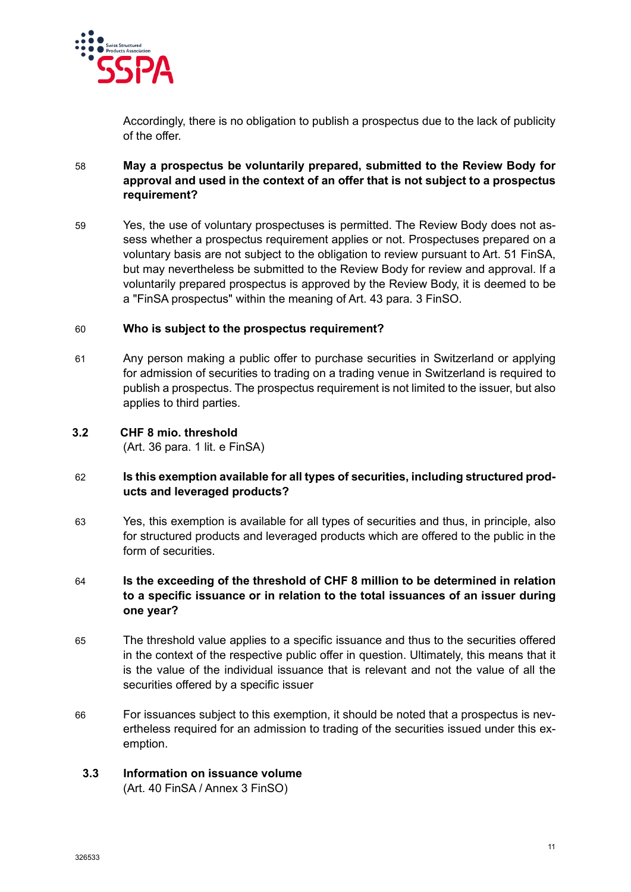Accordingly, there is no obligation to publish a prospectus due to the lack of publicity of the offer.

58 **May a prospectus be voluntarily prepared, submitted to the Review Body for approval and used in the context of an offer that is not subject to a prospectus requirement?**

59 Yes, the use of voluntary prospectuses is permitted. The Review Body does not assess whether a prospectus requirement applies or not. Prospectuses prepared on a voluntary basis are not subject to the obligation to review pursuant to Art. 51 FinSA, but may nevertheless be submitted to the Review Body for review and approval. If a voluntarily prepared prospectus is approved by the Review Body, it is deemed to be a "FinSA prospectus" within the meaning of Art. 43 para. 3 FinSO.

60 **Who is subject to the prospectus requirement?**

61 Any person making a public offer to purchase securities in Switzerland or applying for admission of securities to trading on a trading venue in Switzerland is required to publish a prospectus. The prospectus requirement is not limited to the issuer, but also applies to third parties.

## 3.2 CHF 8 mio. threshold

(Art. 36 para. 1 lit. e FinSA)

62 **Is this exemption available for all types of securities, including structured products and leveraged products?**

63 Yes, this exemption is available for all types of securities and thus, in principle, also for structured products and leveraged products which are offered to the public in the form of securities.

64 **Is the exceeding of the threshold of CHF 8 million to be determined in relation to a specific issuance or in relation to the total issuances of an issuer during one year?**

65 The threshold value applies to a specific issuance and thus to the securities offered in the context of the respective public offer in question. Ultimately, this means that it is the value of the individual issuance that is relevant and not the value of all the securities offered by a specific issuer

66 For issuances subject to this exemption, it should be noted that a prospectus is nevertheless required for an admission to trading of the securities issued under this exemption.

## 3.3 Information on issuance volume

(Art. 40 FinSA / Annex 3 FinSO)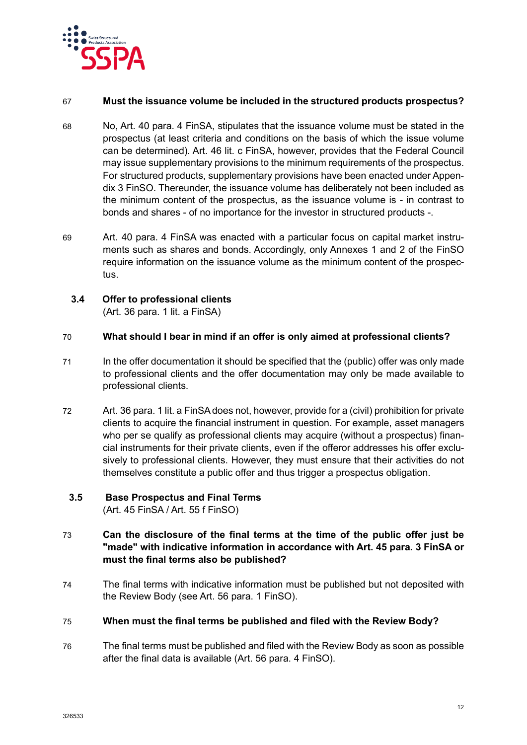67 **Must the issuance volume be included in the structured products prospectus?**

68 No, Art. 40 para. 4 FinSA, stipulates that the issuance volume must be stated in the prospectus (at least criteria and conditions on the basis of which the issue volume can be determined). Art. 46 lit. c FinSA, however, provides that the Federal Council may issue supplementary provisions to the minimum requirements of the prospectus. For structured products, supplementary provisions have been enacted under Appendix 3 FinSO. Thereunder, the issuance volume has deliberately not been included as the minimum content of the prospectus, as the issuance volume is - in contrast to bonds and shares - of no importance for the investor in structured products -.

69 Art. 40 para. 4 FinSA was enacted with a particular focus on capital market instruments such as shares and bonds. Accordingly, only Annexes 1 and 2 of the FinSO require information on the issuance volume as the minimum content of the prospectus.

### 3.4 Offer to professional clients

(Art. 36 para. 1 lit. a FinSA)

70 **What should I bear in mind if an offer is only aimed at professional clients?**

71 In the offer documentation it should be specified that the (public) offer was only made to professional clients and the offer documentation may only be made available to professional clients.

72 Art. 36 para. 1 lit. a FinSA does not, however, provide for a (civil) prohibition for private clients to acquire the financial instrument in question. For example, asset managers who per se qualify as professional clients may acquire (without a prospectus) financial instruments for their private clients, even if the offeror addresses his offer exclusively to professional clients. However, they must ensure that their activities do not themselves constitute a public offer and thus trigger a prospectus obligation.

### 3.5 Base Prospectus and Final Terms

(Art. 45 FinSA / Art. 55 f FinSO)

73 **Can the disclosure of the final terms at the time of the public offer just be "made" with indicative information in accordance with Art. 45 para. 3 FinSA or must the final terms also be published?**

74 The final terms with indicative information must be published but not deposited with the Review Body (see Art. 56 para. 1 FinSO).

75 **When must the final terms be published and filed with the Review Body?**

76 The final terms must be published and filed with the Review Body as soon as possible after the final data is available (Art. 56 para. 4 FinSO).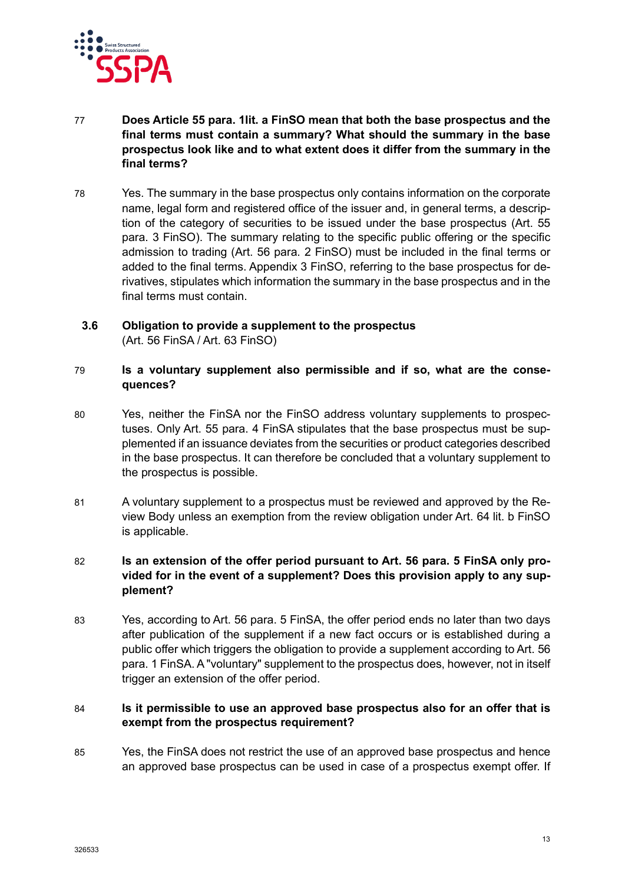77 **Does Article 55 para. 1lit. a FinSO mean that both the base prospectus and the final terms must contain a summary? What should the summary in the base prospectus look like and to what extent does it differ from the summary in the final terms?**

78 Yes. The summary in the base prospectus only contains information on the corporate name, legal form and registered office of the issuer and, in general terms, a description of the category of securities to be issued under the base prospectus (Art. 55 para. 3 FinSO). The summary relating to the specific public offering or the specific admission to trading (Art. 56 para. 2 FinSO) must be included in the final terms or added to the final terms. Appendix 3 FinSO, referring to the base prospectus for derivatives, stipulates which information the summary in the base prospectus and in the final terms must contain.

### 3.6 Obligation to provide a supplement to the prospectus

(Art. 56 FinSA / Art. 63 FinSO)

79 **Is a voluntary supplement also permissible and if so, what are the consequences?**

80 Yes, neither the FinSA nor the FinSO address voluntary supplements to prospectuses. Only Art. 55 para. 4 FinSA stipulates that the base prospectus must be supplemented if an issuance deviates from the securities or product categories described in the base prospectus. It can therefore be concluded that a voluntary supplement to the prospectus is possible.

81 A voluntary supplement to a prospectus must be reviewed and approved by the Review Body unless an exemption from the review obligation under Art. 64 lit. b FinSO is applicable.

82 **Is an extension of the offer period pursuant to Art. 56 para. 5 FinSA only provided for in the event of a supplement? Does this provision apply to any supplement?**

83 Yes, according to Art. 56 para. 5 FinSA, the offer period ends no later than two days after publication of the supplement if a new fact occurs or is established during a public offer which triggers the obligation to provide a supplement according to Art. 56 para. 1 FinSA. A "voluntary" supplement to the prospectus does, however, not in itself trigger an extension of the offer period.

84 **Is it permissible to use an approved base prospectus also for an offer that is exempt from the prospectus requirement?**

85 Yes, the FinSA does not restrict the use of an approved base prospectus and hence an approved base prospectus can be used in case of a prospectus exempt offer. If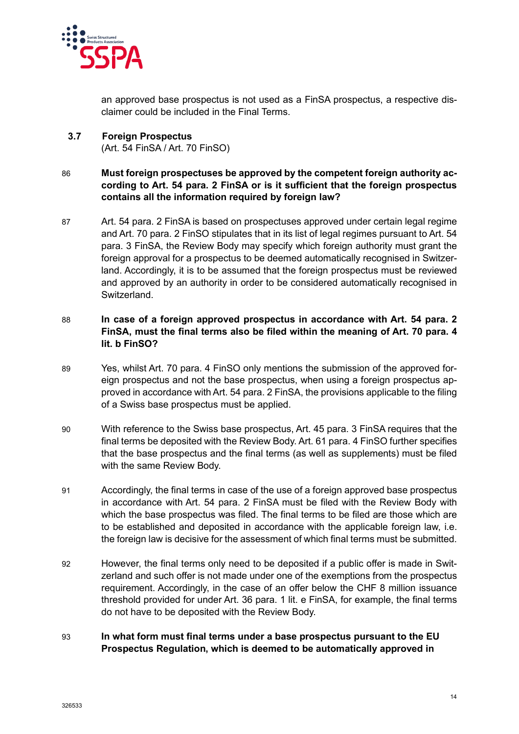an approved base prospectus is not used as a FinSA prospectus, a respective disclaimer could be included in the Final Terms.

### 3.7 Foreign Prospectus

(Art. 54 FinSA / Art. 70 FinSO)

86 **Must foreign prospectuses be approved by the competent foreign authority according to Art. 54 para. 2 FinSA or is it sufficient that the foreign prospectus contains all the information required by foreign law?**

87 Art. 54 para. 2 FinSA is based on prospectuses approved under certain legal regime and Art. 70 para. 2 FinSO stipulates that in its list of legal regimes pursuant to Art. 54 para. 3 FinSA, the Review Body may specify which foreign authority must grant the foreign approval for a prospectus to be deemed automatically recognised in Switzerland. Accordingly, it is to be assumed that the foreign prospectus must be reviewed and approved by an authority in order to be considered automatically recognised in Switzerland.

88 **In case of a foreign approved prospectus in accordance with Art. 54 para. 2 FinSA, must the final terms also be filed within the meaning of Art. 70 para. 4 lit. b FinSO?**

89 Yes, whilst Art. 70 para. 4 FinSO only mentions the submission of the approved foreign prospectus and not the base prospectus, when using a foreign prospectus approved in accordance with Art. 54 para. 2 FinSA, the provisions applicable to the filing of a Swiss base prospectus must be applied.

90 With reference to the Swiss base prospectus, Art. 45 para. 3 FinSA requires that the final terms be deposited with the Review Body. Art. 61 para. 4 FinSO further specifies that the base prospectus and the final terms (as well as supplements) must be filed with the same Review Body.

91 Accordingly, the final terms in case of the use of a foreign approved base prospectus in accordance with Art. 54 para. 2 FinSA must be filed with the Review Body with which the base prospectus was filed. The final terms to be filed are those which are to be established and deposited in accordance with the applicable foreign law, i.e. the foreign law is decisive for the assessment of which final terms must be submitted.

92 However, the final terms only need to be deposited if a public offer is made in Switzerland and such offer is not made under one of the exemptions from the prospectus requirement. Accordingly, in the case of an offer below the CHF 8 million issuance threshold provided for under Art. 36 para. 1 lit. e FinSA, for example, the final terms do not have to be deposited with the Review Body.

93 **In what form must final terms under a base prospectus pursuant to the EU Prospectus Regulation, which is deemed to be automatically approved in**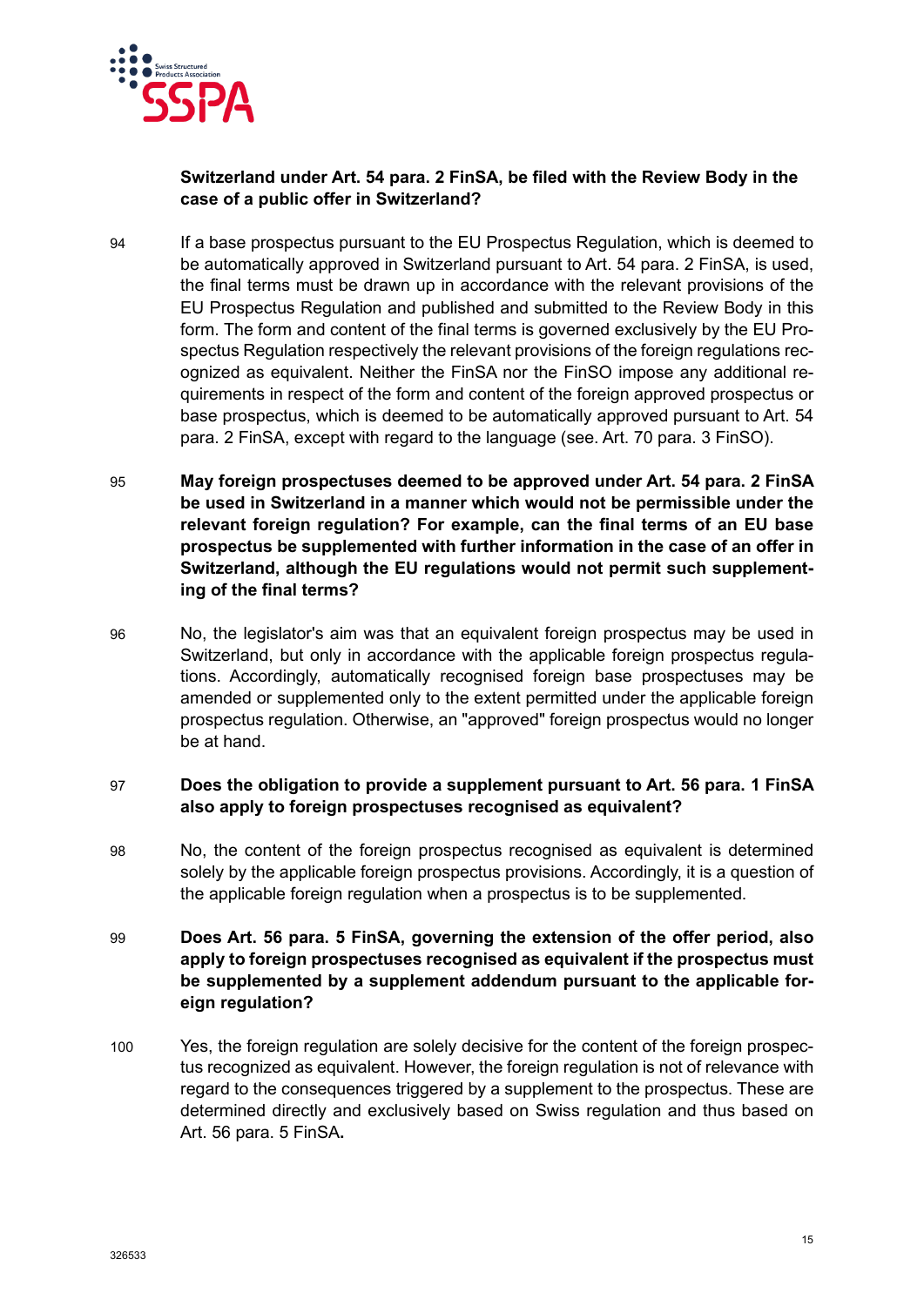**Switzerland under Art. 54 para. 2 FinSA, be filed with the Review Body in the case of a public offer in Switzerland?**

94 If a base prospectus pursuant to the EU Prospectus Regulation, which is deemed to be automatically approved in Switzerland pursuant to Art. 54 para. 2 FinSA, is used, the final terms must be drawn up in accordance with the relevant provisions of the EU Prospectus Regulation and published and submitted to the Review Body in this form. The form and content of the final terms is governed exclusively by the EU Prospectus Regulation respectively the relevant provisions of the foreign regulations recognized as equivalent. Neither the FinSA nor the FinSO impose any additional requirements in respect of the form and content of the foreign approved prospectus or base prospectus, which is deemed to be automatically approved pursuant to Art. 54 para. 2 FinSA, except with regard to the language (see. Art. 70 para. 3 FinSO).

95 **May foreign prospectuses deemed to be approved under Art. 54 para. 2 FinSA be used in Switzerland in a manner which would not be permissible under the relevant foreign regulation? For example, can the final terms of an EU base prospectus be supplemented with further information in the case of an offer in Switzerland, although the EU regulations would not permit such supplementing of the final terms?**

96 No, the legislator's aim was that an equivalent foreign prospectus may be used in Switzerland, but only in accordance with the applicable foreign prospectus regulations. Accordingly, automatically recognised foreign base prospectuses may be amended or supplemented only to the extent permitted under the applicable foreign prospectus regulation. Otherwise, an "approved" foreign prospectus would no longer be at hand.

97 **Does the obligation to provide a supplement pursuant to Art. 56 para. 1 FinSA also apply to foreign prospectuses recognised as equivalent?**

98 No, the content of the foreign prospectus recognised as equivalent is determined solely by the applicable foreign prospectus provisions. Accordingly, it is a question of the applicable foreign regulation when a prospectus is to be supplemented.

99 **Does Art. 56 para. 5 FinSA, governing the extension of the offer period, also apply to foreign prospectuses recognised as equivalent if the prospectus must be supplemented by a supplement addendum pursuant to the applicable foreign regulation?**

100 Yes, the foreign regulation are solely decisive for the content of the foreign prospectus recognized as equivalent. However, the foreign regulation is not of relevance with regard to the consequences triggered by a supplement to the prospectus. These are determined directly and exclusively based on Swiss regulation and thus based on Art. 56 para. 5 FinSA**.**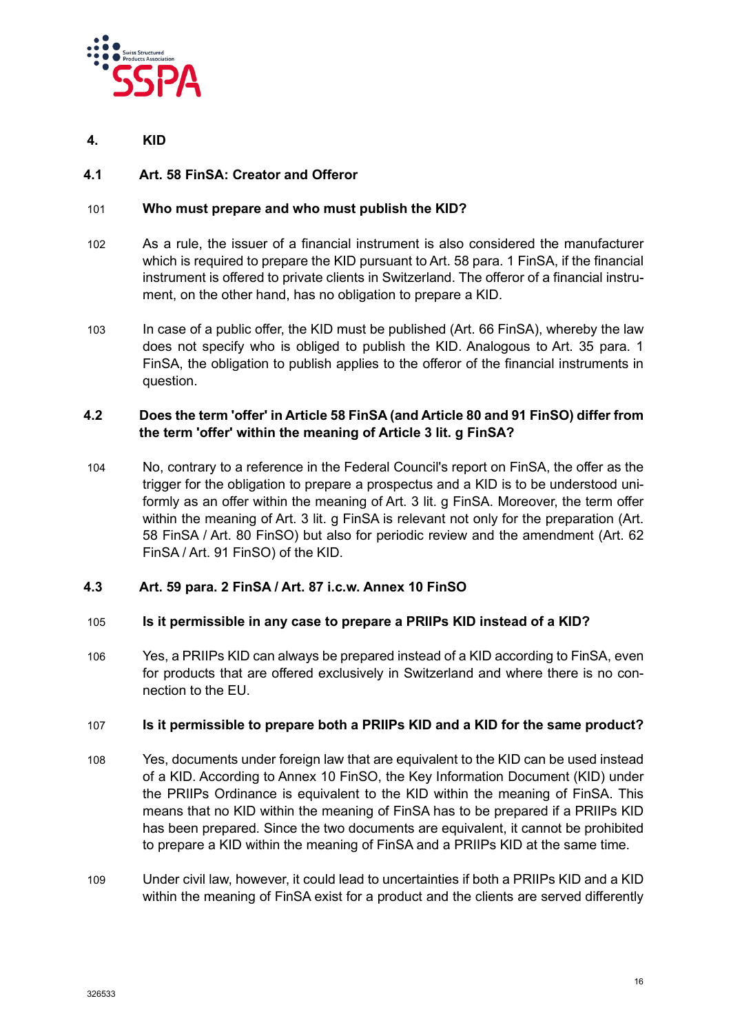## 4. KID

### 4.1 Art. 58 FinSA: Creator and Offeror

101 **Who must prepare and who must publish the KID?**

102 As a rule, the issuer of a financial instrument is also considered the manufacturer which is required to prepare the KID pursuant to Art. 58 para. 1 FinSA, if the financial instrument is offered to private clients in Switzerland. The offeror of a financial instrument, on the other hand, has no obligation to prepare a KID.

103 In case of a public offer, the KID must be published (Art. 66 FinSA), whereby the law does not specify who is obliged to publish the KID. Analogous to Art. 35 para. 1 FinSA, the obligation to publish applies to the offeror of the financial instruments in question.

### 4.2 Does the term 'offer' in Article 58 FinSA (and Article 80 and 91 FinSO) differ from the term 'offer' within the meaning of Article 3 lit. g FinSA?

104 No, contrary to a reference in the Federal Council's report on FinSA, the offer as the trigger for the obligation to prepare a prospectus and a KID is to be understood uniformly as an offer within the meaning of Art. 3 lit. g FinSA. Moreover, the term offer within the meaning of Art. 3 lit. g FinSA is relevant not only for the preparation (Art. 58 FinSA / Art. 80 FinSO) but also for periodic review and the amendment (Art. 62 FinSA / Art. 91 FinSO) of the KID.

### 4.3 Art. 59 para. 2 FinSA / Art. 87 i.c.w. Annex 10 FinSO

105 **Is it permissible in any case to prepare a PRIIPs KID instead of a KID?**

106 Yes, a PRIIPs KID can always be prepared instead of a KID according to FinSA, even for products that are offered exclusively in Switzerland and where there is no connection to the EU.

107 **Is it permissible to prepare both a PRIIPs KID and a KID for the same product?**

108 Yes, documents under foreign law that are equivalent to the KID can be used instead of a KID. According to Annex 10 FinSO, the Key Information Document (KID) under the PRIIPs Ordinance is equivalent to the KID within the meaning of FinSA. This means that no KID within the meaning of FinSA has to be prepared if a PRIIPs KID has been prepared. Since the two documents are equivalent, it cannot be prohibited to prepare a KID within the meaning of FinSA and a PRIIPs KID at the same time.

109 Under civil law, however, it could lead to uncertainties if both a PRIIPs KID and a KID within the meaning of FinSA exist for a product and the clients are served differently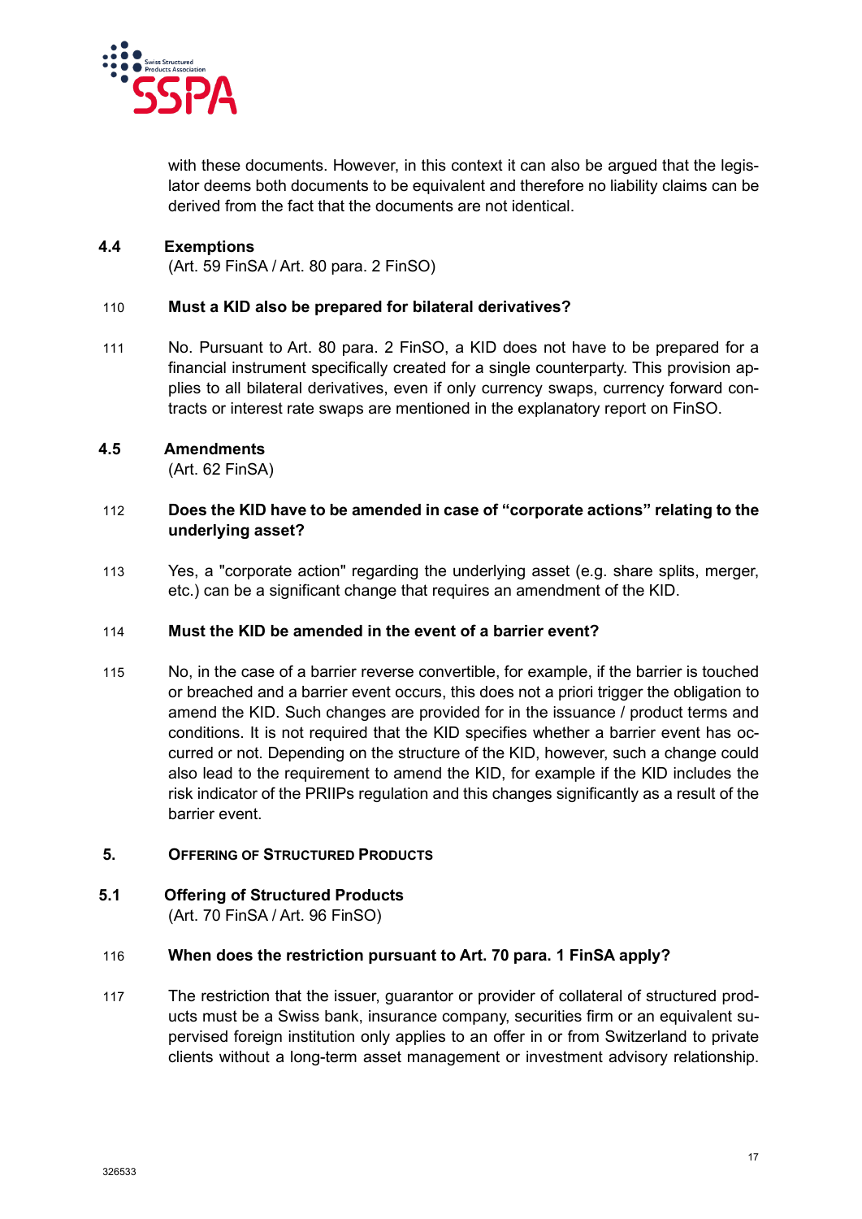with these documents. However, in this context it can also be argued that the legislator deems both documents to be equivalent and therefore no liability claims can be derived from the fact that the documents are not identical.

### 4.4 Exemptions

(Art. 59 FinSA / Art. 80 para. 2 FinSO)

110 **Must a KID also be prepared for bilateral derivatives?**

111 No. Pursuant to Art. 80 para. 2 FinSO, a KID does not have to be prepared for a financial instrument specifically created for a single counterparty. This provision applies to all bilateral derivatives, even if only currency swaps, currency forward contracts or interest rate swaps are mentioned in the explanatory report on FinSO.

### 4.5 Amendments

(Art. 62 FinSA)

112 **Does the KID have to be amended in case of "corporate actions" relating to the underlying asset?**

113 Yes, a "corporate action" regarding the underlying asset (e.g. share splits, merger, etc.) can be a significant change that requires an amendment of the KID.

114 **Must the KID be amended in the event of a barrier event?**

115 No, in the case of a barrier reverse convertible, for example, if the barrier is touched or breached and a barrier event occurs, this does not a priori trigger the obligation to amend the KID. Such changes are provided for in the issuance / product terms and conditions. It is not required that the KID specifies whether a barrier event has occurred or not. Depending on the structure of the KID, however, such a change could also lead to the requirement to amend the KID, for example if the KID includes the risk indicator of the PRIIPs regulation and this changes significantly as a result of the barrier event.

## 5. Offering of Structured Products

### 5.1 Offering of Structured Products

(Art. 70 FinSA / Art. 96 FinSO)

116 **When does the restriction pursuant to Art. 70 para. 1 FinSA apply?**

117 The restriction that the issuer, guarantor or provider of collateral of structured products must be a Swiss bank, insurance company, securities firm or an equivalent supervised foreign institution only applies to an offer in or from Switzerland to private clients without a long-term asset management or investment advisory relationship.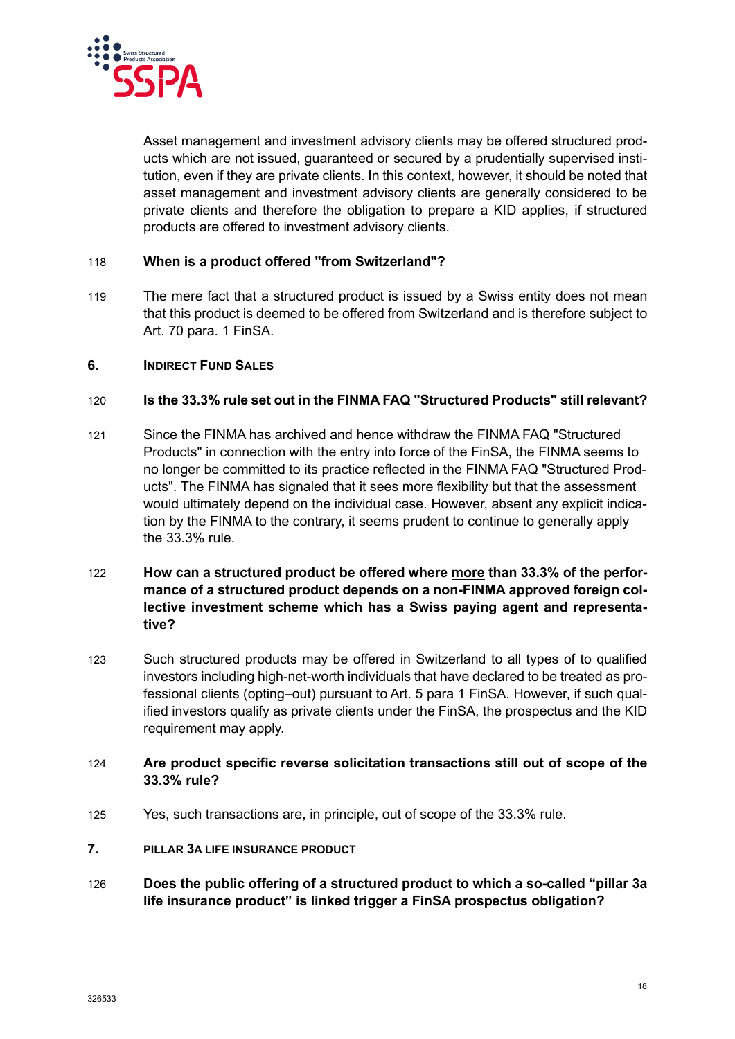Asset management and investment advisory clients may be offered structured products which are not issued, guaranteed or secured by a prudentially supervised institution, even if they are private clients. In this context, however, it should be noted that asset management and investment advisory clients are generally considered to be private clients and therefore the obligation to prepare a KID applies, if structured products are offered to investment advisory clients.

118 **When is a product offered "from Switzerland"?**

119 The mere fact that a structured product is issued by a Swiss entity does not mean that this product is deemed to be offered from Switzerland and is therefore subject to Art. 70 para. 1 FinSA.

## 6. INDIRECT FUND SALES

120 **Is the 33.3% rule set out in the FINMA FAQ "Structured Products" still relevant?**

121 Since the FINMA has archived and hence withdraw the FINMA FAQ "Structured Products" in connection with the entry into force of the FinSA, the FINMA seems to no longer be committed to its practice reflected in the FINMA FAQ "Structured Products". The FINMA has signaled that it sees more flexibility but that the assessment would ultimately depend on the individual case. However, absent any explicit indication by the FINMA to the contrary, it seems prudent to continue to generally apply the 33.3% rule.

122 **How can a structured product be offered where <u>more</u> than 33.3% of the performance of a structured product depends on a non-FINMA approved foreign collective investment scheme which has a Swiss paying agent and representative?**

123 Such structured products may be offered in Switzerland to all types of to qualified investors including high-net-worth individuals that have declared to be treated as professional clients (opting–out) pursuant to Art. 5 para 1 FinSA. However, if such qualified investors qualify as private clients under the FinSA, the prospectus and the KID requirement may apply.

124 **Are product specific reverse solicitation transactions still out of scope of the 33.3% rule?**

125 Yes, such transactions are, in principle, out of scope of the 33.3% rule.

## 7. PILLAR 3A LIFE INSURANCE PRODUCT

126 **Does the public offering of a structured product to which a so-called “pillar 3a life insurance product” is linked trigger a FinSA prospectus obligation?**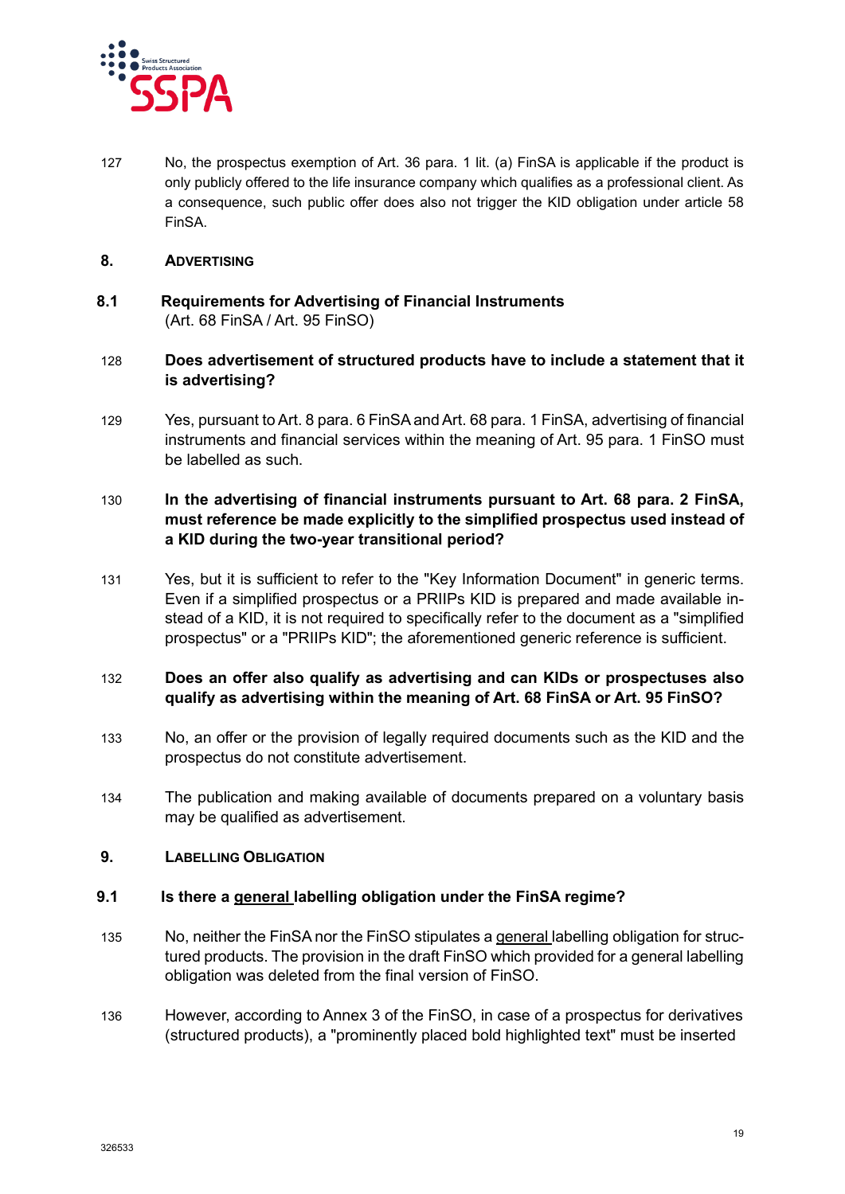127 No, the prospectus exemption of Art. 36 para. 1 lit. (a) FinSA is applicable if the product is only publicly offered to the life insurance company which qualifies as a professional client. As a consequence, such public offer does also not trigger the KID obligation under article 58 FinSA.

## 8. ADVERTISING

### 8.1 Requirements for Advertising of Financial Instruments
(Art. 68 FinSA / Art. 95 FinSO)

128 **Does advertisement of structured products have to include a statement that it is advertising?**

129 Yes, pursuant to Art. 8 para. 6 FinSA and Art. 68 para. 1 FinSA, advertising of financial instruments and financial services within the meaning of Art. 95 para. 1 FinSO must be labelled as such.

130 **In the advertising of financial instruments pursuant to Art. 68 para. 2 FinSA, must reference be made explicitly to the simplified prospectus used instead of a KID during the two-year transitional period?**

131 Yes, but it is sufficient to refer to the "Key Information Document" in generic terms. Even if a simplified prospectus or a PRIIPs KID is prepared and made available instead of a KID, it is not required to specifically refer to the document as a "simplified prospectus" or a "PRIIPs KID"; the aforementioned generic reference is sufficient.

132 **Does an offer also qualify as advertising and can KIDs or prospectuses also qualify as advertising within the meaning of Art. 68 FinSA or Art. 95 FinSO?**

133 No, an offer or the provision of legally required documents such as the KID and the prospectus do not constitute advertisement.

134 The publication and making available of documents prepared on a voluntary basis may be qualified as advertisement.

## 9. LABELLING OBLIGATION

### 9.1 Is there a general labelling obligation under the FinSA regime?

135 No, neither the FinSA nor the FinSO stipulates a general labelling obligation for structured products. The provision in the draft FinSO which provided for a general labelling obligation was deleted from the final version of FinSO.

136 However, according to Annex 3 of the FinSO, in case of a prospectus for derivatives (structured products), a "prominently placed bold highlighted text" must be inserted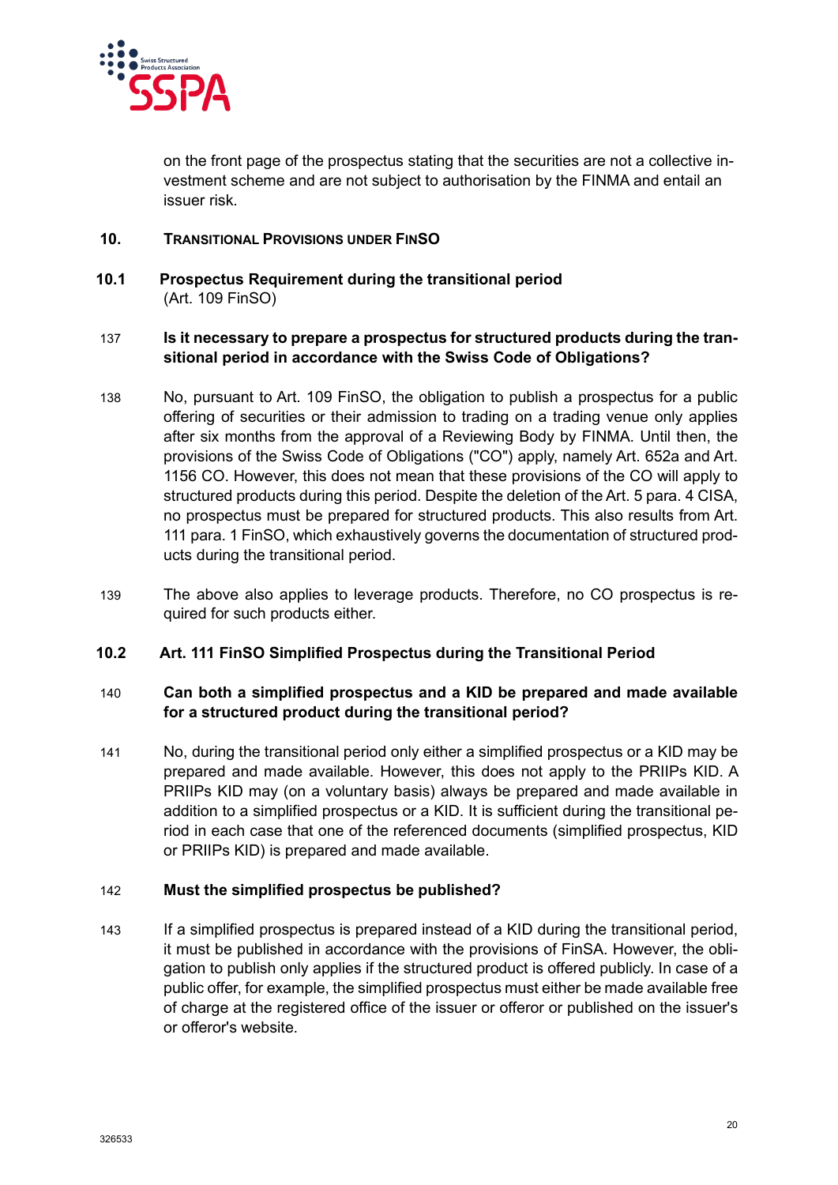on the front page of the prospectus stating that the securities are not a collective investment scheme and are not subject to authorisation by the FINMA and entail an issuer risk.

## 10. Transitional Provisions under FinSO

### 10.1 Prospectus Requirement during the transitional period

(Art. 109 FinSO)

137 **Is it necessary to prepare a prospectus for structured products during the transitional period in accordance with the Swiss Code of Obligations?**

138 No, pursuant to Art. 109 FinSO, the obligation to publish a prospectus for a public offering of securities or their admission to trading on a trading venue only applies after six months from the approval of a Reviewing Body by FINMA. Until then, the provisions of the Swiss Code of Obligations ("CO") apply, namely Art. 652a and Art. 1156 CO. However, this does not mean that these provisions of the CO will apply to structured products during this period. Despite the deletion of the Art. 5 para. 4 CISA, no prospectus must be prepared for structured products. This also results from Art. 111 para. 1 FinSO, which exhaustively governs the documentation of structured products during the transitional period.

139 The above also applies to leverage products. Therefore, no CO prospectus is required for such products either.

### 10.2 Art. 111 FinSO Simplified Prospectus during the Transitional Period

140 **Can both a simplified prospectus and a KID be prepared and made available for a structured product during the transitional period?**

141 No, during the transitional period only either a simplified prospectus or a KID may be prepared and made available. However, this does not apply to the PRIIPs KID. A PRIIPs KID may (on a voluntary basis) always be prepared and made available in addition to a simplified prospectus or a KID. It is sufficient during the transitional period in each case that one of the referenced documents (simplified prospectus, KID or PRIIPs KID) is prepared and made available.

142 **Must the simplified prospectus be published?**

143 If a simplified prospectus is prepared instead of a KID during the transitional period, it must be published in accordance with the provisions of FinSA. However, the obligation to publish only applies if the structured product is offered publicly. In case of a public offer, for example, the simplified prospectus must either be made available free of charge at the registered office of the issuer or offeror or published on the issuer's or offeror's website.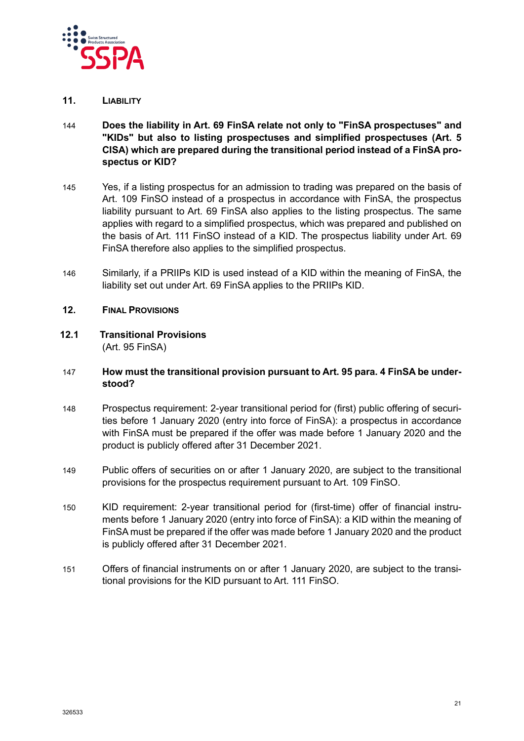## 11. Liability

144 **Does the liability in Art. 69 FinSA relate not only to "FinSA prospectuses" and "KIDs" but also to listing prospectuses and simplified prospectuses (Art. 5 CISA) which are prepared during the transitional period instead of a FinSA prospectus or KID?**

145 Yes, if a listing prospectus for an admission to trading was prepared on the basis of Art. 109 FinSO instead of a prospectus in accordance with FinSA, the prospectus liability pursuant to Art. 69 FinSA also applies to the listing prospectus. The same applies with regard to a simplified prospectus, which was prepared and published on the basis of Art. 111 FinSO instead of a KID. The prospectus liability under Art. 69 FinSA therefore also applies to the simplified prospectus.

146 Similarly, if a PRIIPs KID is used instead of a KID within the meaning of FinSA, the liability set out under Art. 69 FinSA applies to the PRIIPs KID.

## 12. Final Provisions

### 12.1 Transitional Provisions

(Art. 95 FinSA)

147 **How must the transitional provision pursuant to Art. 95 para. 4 FinSA be understood?**

148 Prospectus requirement: 2-year transitional period for (first) public offering of securities before 1 January 2020 (entry into force of FinSA): a prospectus in accordance with FinSA must be prepared if the offer was made before 1 January 2020 and the product is publicly offered after 31 December 2021.

149 Public offers of securities on or after 1 January 2020, are subject to the transitional provisions for the prospectus requirement pursuant to Art. 109 FinSO.

150 KID requirement: 2-year transitional period for (first-time) offer of financial instruments before 1 January 2020 (entry into force of FinSA): a KID within the meaning of FinSA must be prepared if the offer was made before 1 January 2020 and the product is publicly offered after 31 December 2021.

151 Offers of financial instruments on or after 1 January 2020, are subject to the transitional provisions for the KID pursuant to Art. 111 FinSO.

326533